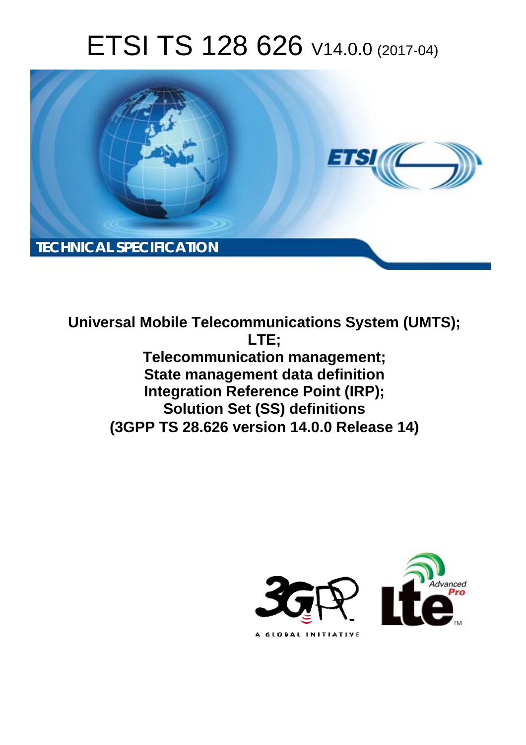# ETSI TS 128 626 V14.0.0 (2017-04)

**TECHNICAL SPECIFICATION**

**Universal Mobile Telecommunications System (UMTS); LTE; Telecommunication management; State management data definition Integration Reference Point (IRP); Solution Set (SS) definitions (3GPP TS 28.626 version 14.0.0 Release 14)**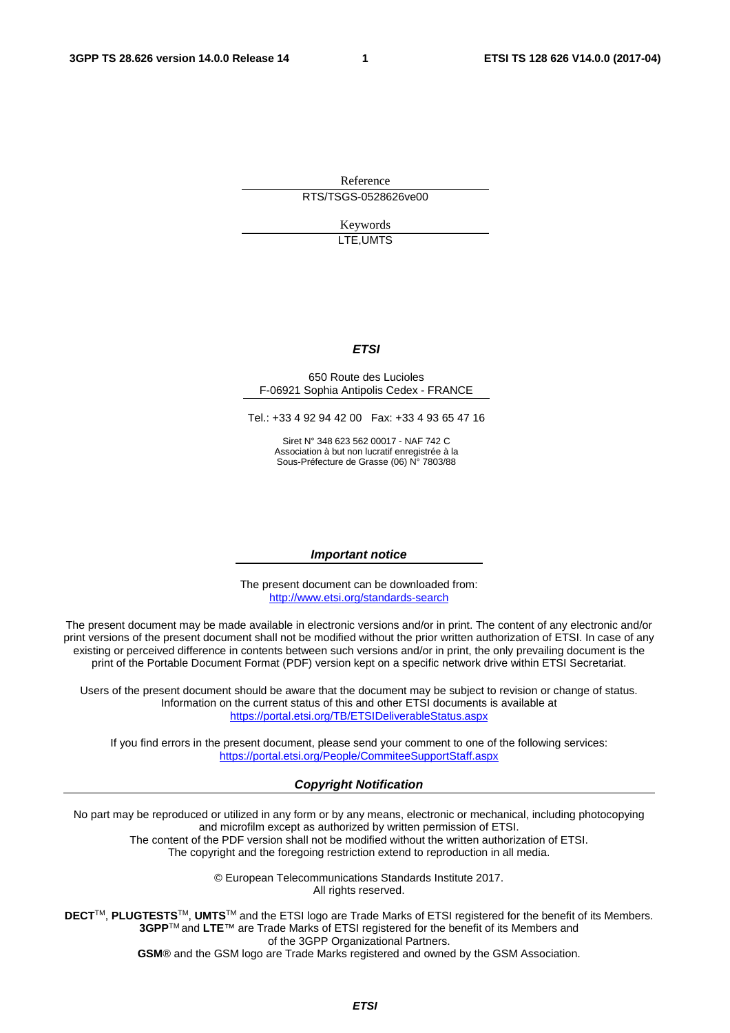Reference

RTS/TSGS-0528626ve00

Keywords

LTE,UMTS

***ETSI***

650 Route des Lucioles
F-06921 Sophia Antipolis Cedex - FRANCE

Tel.: +33 4 92 94 42 00 Fax: +33 4 93 65 47 16

Siret N° 348 623 562 00017 - NAF 742 C
Association à but non lucratif enregistrée à la
Sous-Préfecture de Grasse (06) N° 7803/88

***Important notice***

The present document can be downloaded from:
http://www.etsi.org/standards-search

The present document may be made available in electronic versions and/or in print. The content of any electronic and/or print versions of the present document shall not be modified without the prior written authorization of ETSI. In case of any existing or perceived difference in contents between such versions and/or in print, the only prevailing document is the print of the Portable Document Format (PDF) version kept on a specific network drive within ETSI Secretariat.

Users of the present document should be aware that the document may be subject to revision or change of status. Information on the current status of this and other ETSI documents is available at
https://portal.etsi.org/TB/ETSIDeliverableStatus.aspx

If you find errors in the present document, please send your comment to one of the following services:
https://portal.etsi.org/People/CommiteeSupportStaff.aspx

***Copyright Notification***

No part may be reproduced or utilized in any form or by any means, electronic or mechanical, including photocopying and microfilm except as authorized by written permission of ETSI.
The content of the PDF version shall not be modified without the written authorization of ETSI.
The copyright and the foregoing restriction extend to reproduction in all media.

© European Telecommunications Standards Institute 2017.
All rights reserved.

**DECT**™, **PLUGTESTS**™, **UMTS**™ and the ETSI logo are Trade Marks of ETSI registered for the benefit of its Members.
**3GPP**™ and **LTE**™ are Trade Marks of ETSI registered for the benefit of its Members and of the 3GPP Organizational Partners.
**GSM**® and the GSM logo are Trade Marks registered and owned by the GSM Association.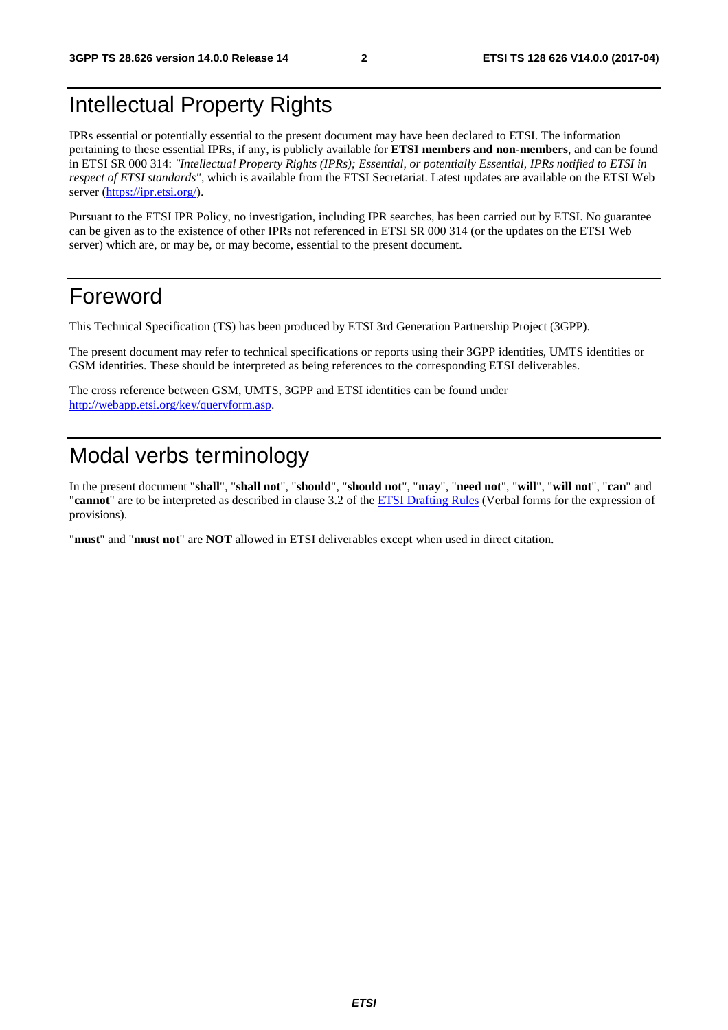# Intellectual Property Rights

IPRs essential or potentially essential to the present document may have been declared to ETSI. The information pertaining to these essential IPRs, if any, is publicly available for **ETSI members and non-members**, and can be found in ETSI SR 000 314: *"Intellectual Property Rights (IPRs); Essential, or potentially Essential, IPRs notified to ETSI in respect of ETSI standards"*, which is available from the ETSI Secretariat. Latest updates are available on the ETSI Web server (https://ipr.etsi.org/).

Pursuant to the ETSI IPR Policy, no investigation, including IPR searches, has been carried out by ETSI. No guarantee can be given as to the existence of other IPRs not referenced in ETSI SR 000 314 (or the updates on the ETSI Web server) which are, or may be, or may become, essential to the present document.

# Foreword

This Technical Specification (TS) has been produced by ETSI 3rd Generation Partnership Project (3GPP).

The present document may refer to technical specifications or reports using their 3GPP identities, UMTS identities or GSM identities. These should be interpreted as being references to the corresponding ETSI deliverables.

The cross reference between GSM, UMTS, 3GPP and ETSI identities can be found under http://webapp.etsi.org/key/queryform.asp.

# Modal verbs terminology

In the present document "**shall**", "**shall not**", "**should**", "**should not**", "**may**", "**need not**", "**will**", "**will not**", "**can**" and "**cannot**" are to be interpreted as described in clause 3.2 of the ETSI Drafting Rules (Verbal forms for the expression of provisions).

"**must**" and "**must not**" are **NOT** allowed in ETSI deliverables except when used in direct citation.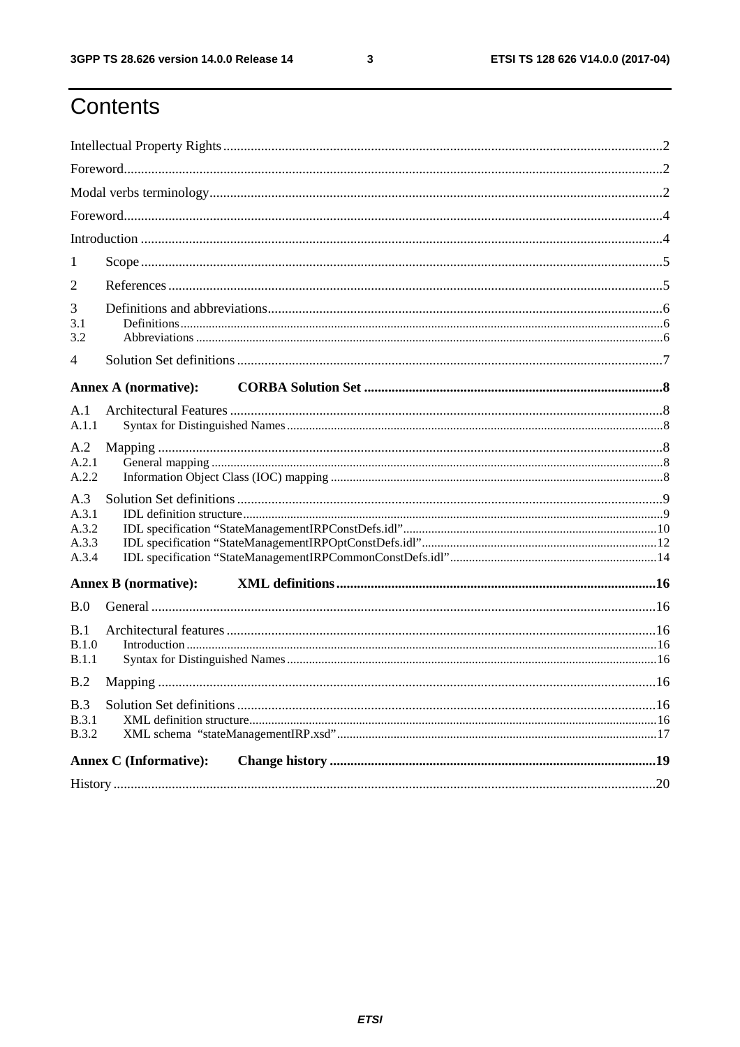# Contents

Intellectual Property Rights ........ 2

Foreword ........ 2

Modal verbs terminology ........ 2

Foreword ........ 4

Introduction ........ 4

1 Scope ........ 5

2 References ........ 5

3 Definitions and abbreviations ........ 6

3.1 Definitions ........ 6

3.2 Abbreviations ........ 6

4 Solution Set definitions ........ 7

**Annex A (normative): CORBA Solution Set ........ 8**

A.1 Architectural Features ........ 8

A.1.1 Syntax for Distinguished Names ........ 8

A.2 Mapping ........ 8

A.2.1 General mapping ........ 8

A.2.2 Information Object Class (IOC) mapping ........ 8

A.3 Solution Set definitions ........ 9

A.3.1 IDL definition structure ........ 9

A.3.2 IDL specification “StateManagementIRPConstDefs.idl” ........ 10

A.3.3 IDL specification “StateManagementIRPOptConstDefs.idl” ........ 12

A.3.4 IDL specification “StateManagementIRPCommonConstDefs.idl” ........ 14

**Annex B (normative): XML definitions ........ 16**

B.0 General ........ 16

B.1 Architectural features ........ 16

B.1.0 Introduction ........ 16

B.1.1 Syntax for Distinguished Names ........ 16

B.2 Mapping ........ 16

B.3 Solution Set definitions ........ 16

B.3.1 XML definition structure ........ 16

B.3.2 XML schema “stateManagementIRP.xsd” ........ 17

**Annex C (Informative): Change history ........ 19**

History ........ 20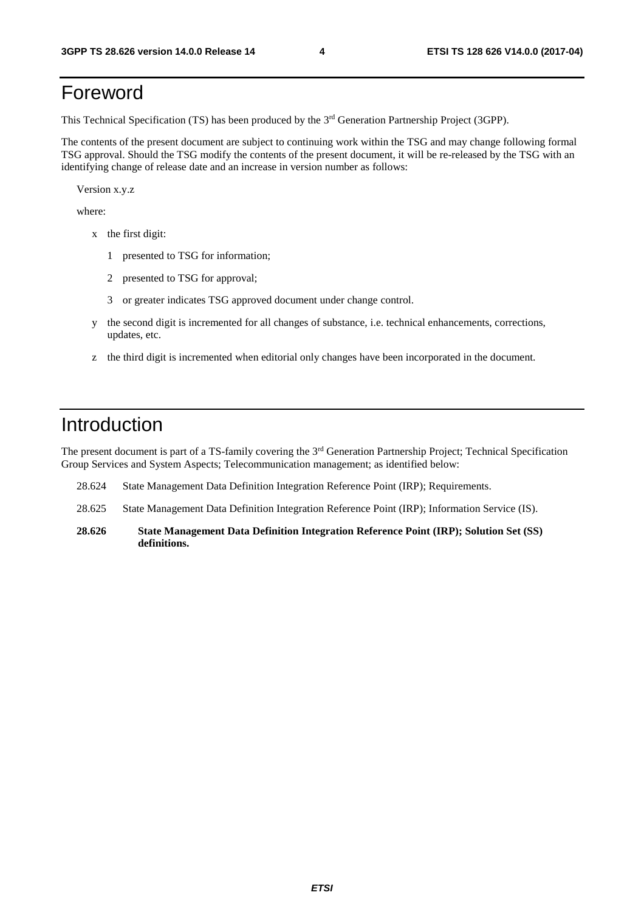# Foreword

This Technical Specification (TS) has been produced by the 3rd Generation Partnership Project (3GPP).

The contents of the present document are subject to continuing work within the TSG and may change following formal TSG approval. Should the TSG modify the contents of the present document, it will be re-released by the TSG with an identifying change of release date and an increase in version number as follows:

Version x.y.z

where:

- x the first digit:
  - 1 presented to TSG for information;
  - 2 presented to TSG for approval;
  - 3 or greater indicates TSG approved document under change control.
- y the second digit is incremented for all changes of substance, i.e. technical enhancements, corrections, updates, etc.
- z the third digit is incremented when editorial only changes have been incorporated in the document.

# Introduction

The present document is part of a TS-family covering the 3rd Generation Partnership Project; Technical Specification Group Services and System Aspects; Telecommunication management; as identified below:

28.624 State Management Data Definition Integration Reference Point (IRP); Requirements.

28.625 State Management Data Definition Integration Reference Point (IRP); Information Service (IS).

**28.626 State Management Data Definition Integration Reference Point (IRP); Solution Set (SS) definitions.**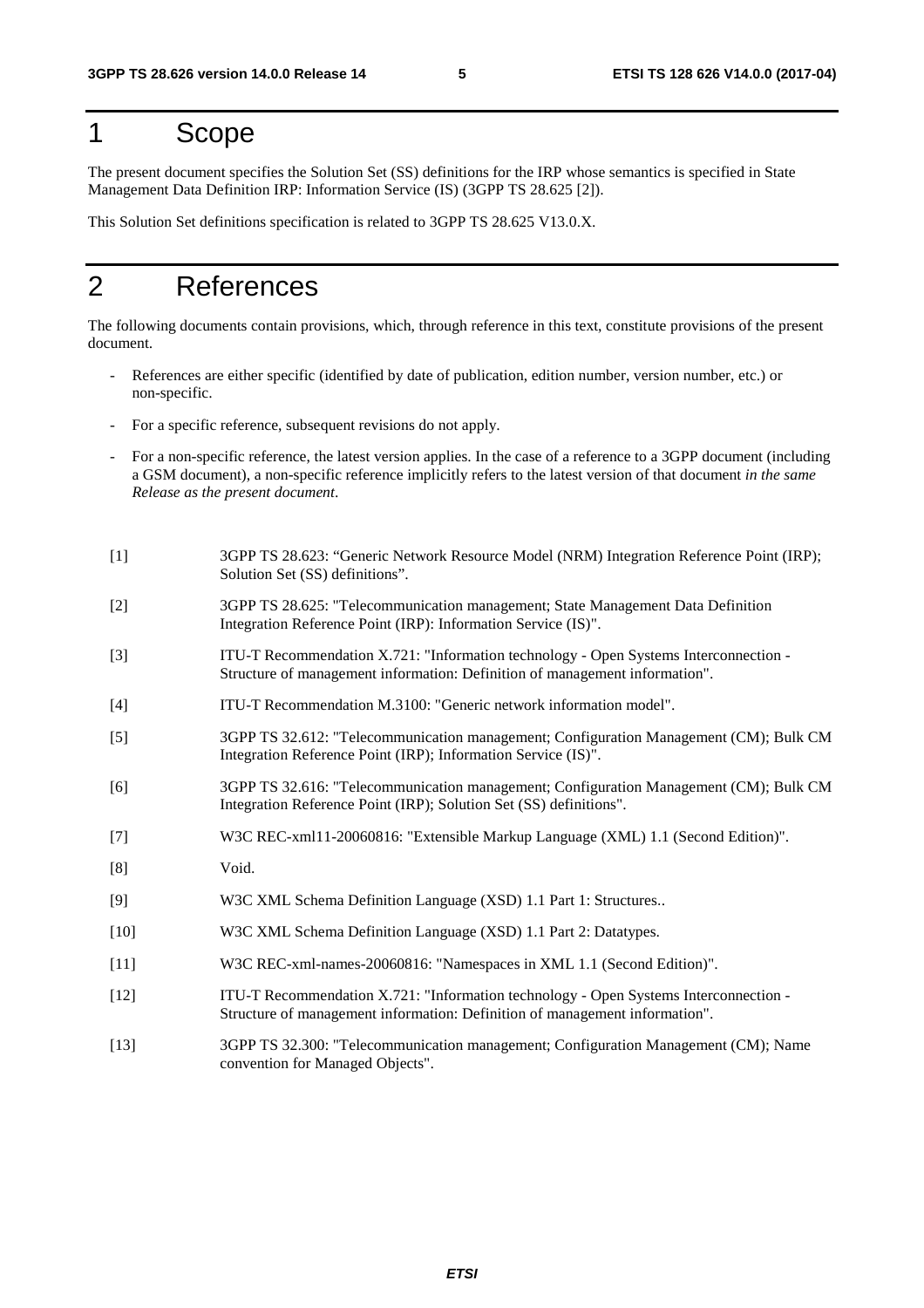# 1 Scope

The present document specifies the Solution Set (SS) definitions for the IRP whose semantics is specified in State Management Data Definition IRP: Information Service (IS) (3GPP TS 28.625 [2]).

This Solution Set definitions specification is related to 3GPP TS 28.625 V13.0.X.

# 2 References

The following documents contain provisions, which, through reference in this text, constitute provisions of the present document.

- References are either specific (identified by date of publication, edition number, version number, etc.) or non-specific.
- For a specific reference, subsequent revisions do not apply.
- For a non-specific reference, the latest version applies. In the case of a reference to a 3GPP document (including a GSM document), a non-specific reference implicitly refers to the latest version of that document *in the same Release as the present document*.

[1] 3GPP TS 28.623: “Generic Network Resource Model (NRM) Integration Reference Point (IRP); Solution Set (SS) definitions”.

[2] 3GPP TS 28.625: "Telecommunication management; State Management Data Definition Integration Reference Point (IRP): Information Service (IS)".

[3] ITU-T Recommendation X.721: "Information technology - Open Systems Interconnection - Structure of management information: Definition of management information".

[4] ITU-T Recommendation M.3100: "Generic network information model".

[5] 3GPP TS 32.612: "Telecommunication management; Configuration Management (CM); Bulk CM Integration Reference Point (IRP); Information Service (IS)".

[6] 3GPP TS 32.616: "Telecommunication management; Configuration Management (CM); Bulk CM Integration Reference Point (IRP); Solution Set (SS) definitions".

[7] W3C REC-xml11-20060816: "Extensible Markup Language (XML) 1.1 (Second Edition)".

[8] Void.

[9] W3C XML Schema Definition Language (XSD) 1.1 Part 1: Structures..

[10] W3C XML Schema Definition Language (XSD) 1.1 Part 2: Datatypes.

[11] W3C REC-xml-names-20060816: "Namespaces in XML 1.1 (Second Edition)".

[12] ITU-T Recommendation X.721: "Information technology - Open Systems Interconnection - Structure of management information: Definition of management information".

[13] 3GPP TS 32.300: "Telecommunication management; Configuration Management (CM); Name convention for Managed Objects".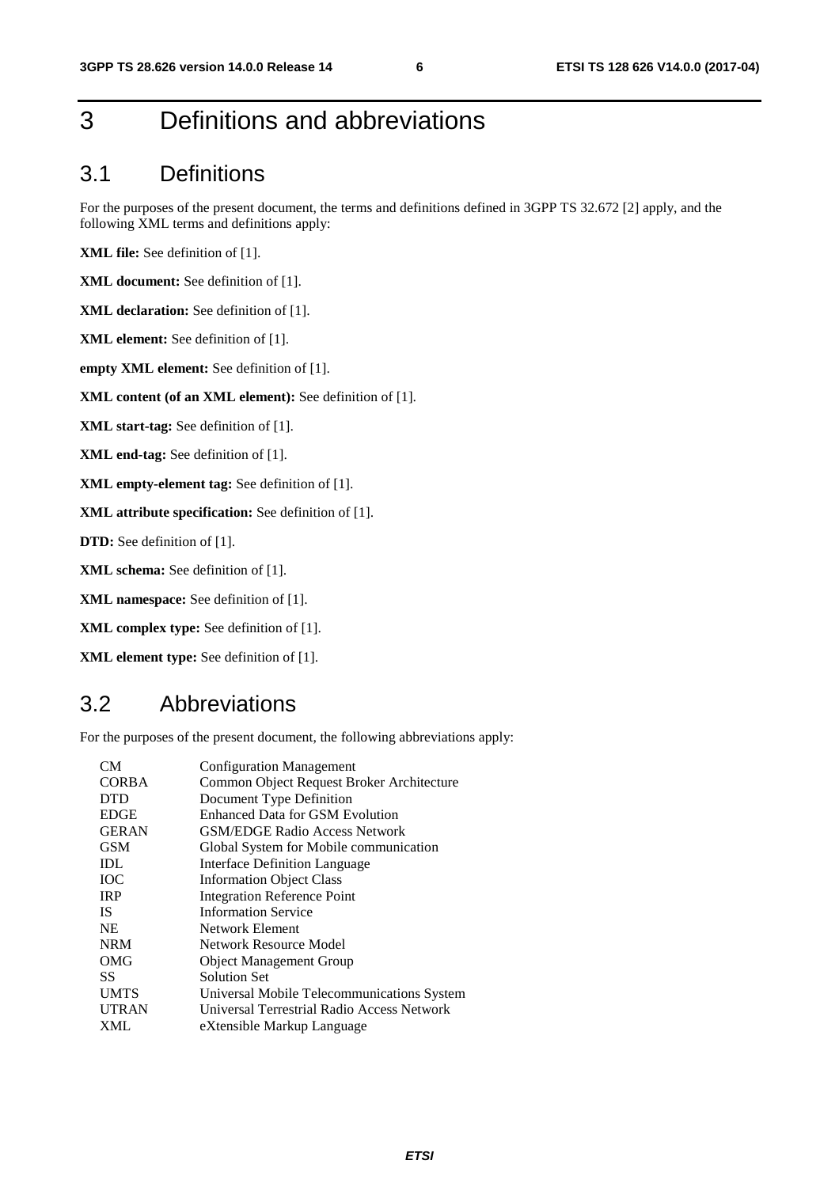# 3 Definitions and abbreviations

## 3.1 Definitions

For the purposes of the present document, the terms and definitions defined in 3GPP TS 32.672 [2] apply, and the following XML terms and definitions apply:

**XML file:** See definition of [1].

**XML document:** See definition of [1].

**XML declaration:** See definition of [1].

**XML element:** See definition of [1].

**empty XML element:** See definition of [1].

**XML content (of an XML element):** See definition of [1].

**XML start-tag:** See definition of [1].

**XML end-tag:** See definition of [1].

**XML empty-element tag:** See definition of [1].

**XML attribute specification:** See definition of [1].

**DTD:** See definition of [1].

**XML schema:** See definition of [1].

**XML namespace:** See definition of [1].

**XML complex type:** See definition of [1].

**XML element type:** See definition of [1].

## 3.2 Abbreviations

For the purposes of the present document, the following abbreviations apply:

| | |
|---|---|
| CM | Configuration Management |
| CORBA | Common Object Request Broker Architecture |
| DTD | Document Type Definition |
| EDGE | Enhanced Data for GSM Evolution |
| GERAN | GSM/EDGE Radio Access Network |
| GSM | Global System for Mobile communication |
| IDL | Interface Definition Language |
| IOC | Information Object Class |
| IRP | Integration Reference Point |
| IS | Information Service |
| NE | Network Element |
| NRM | Network Resource Model |
| OMG | Object Management Group |
| SS | Solution Set |
| UMTS | Universal Mobile Telecommunications System |
| UTRAN | Universal Terrestrial Radio Access Network |
| XML | eXtensible Markup Language |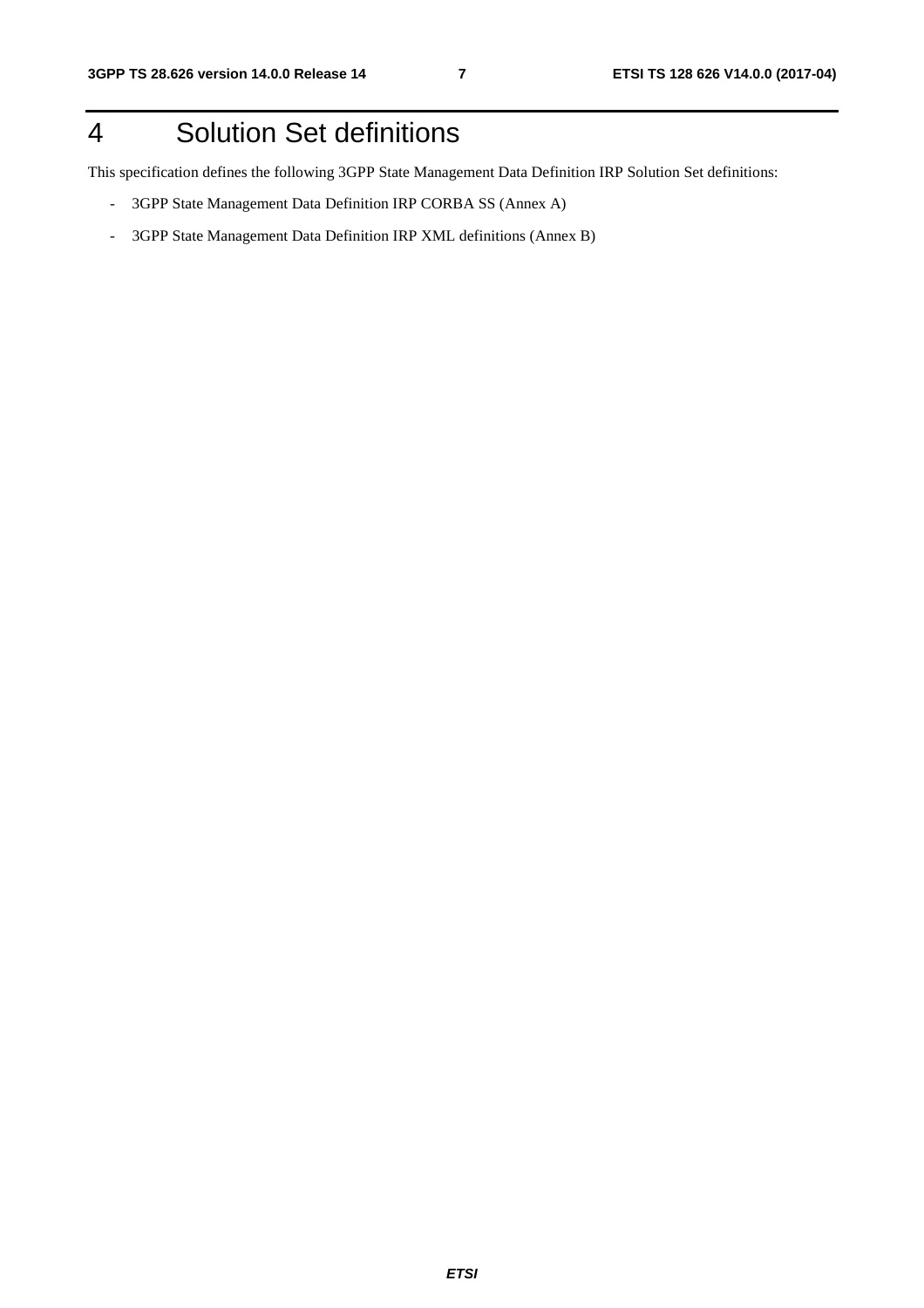# 4 Solution Set definitions

This specification defines the following 3GPP State Management Data Definition IRP Solution Set definitions:

- 3GPP State Management Data Definition IRP CORBA SS (Annex A)
- 3GPP State Management Data Definition IRP XML definitions (Annex B)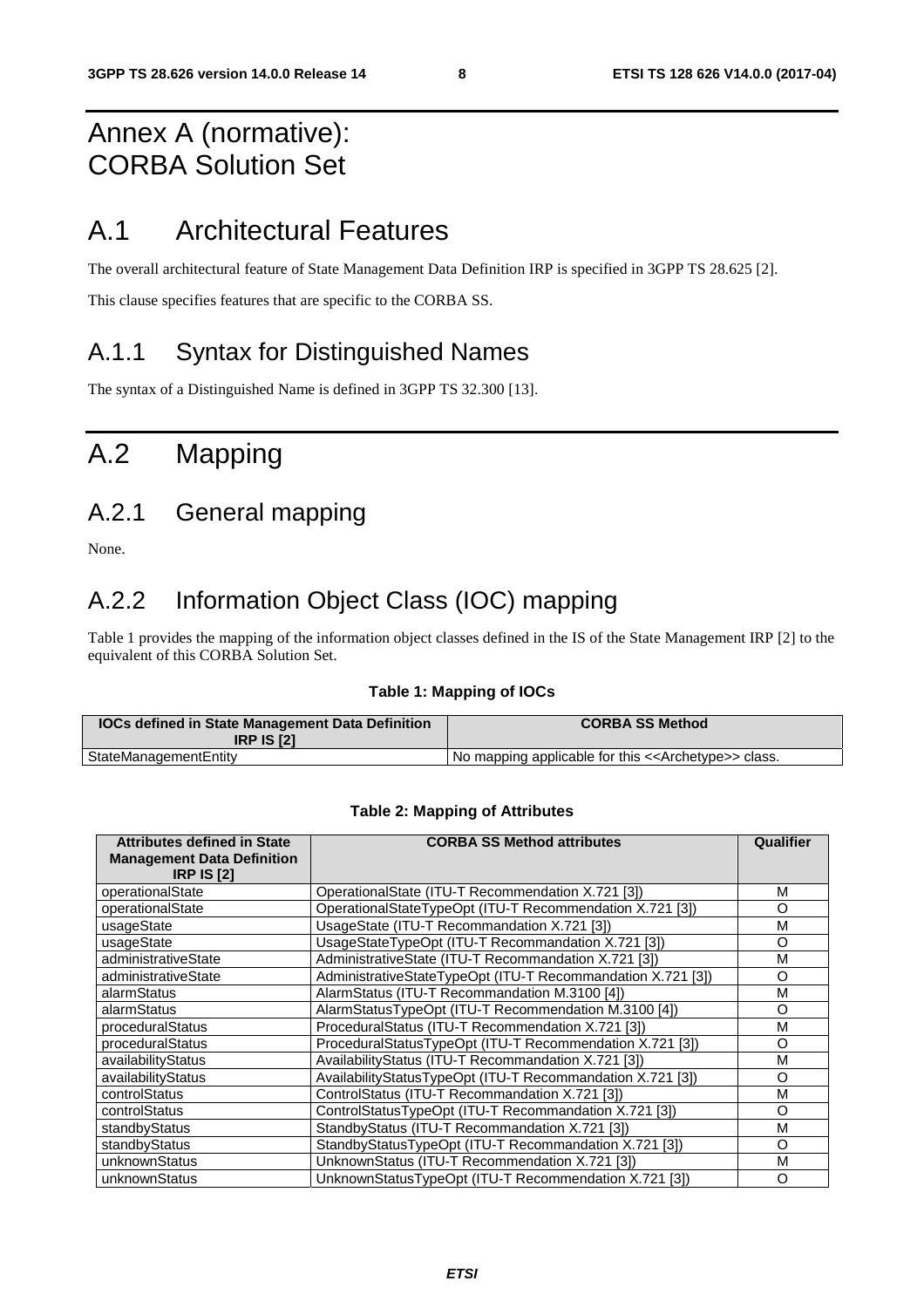# Annex A (normative): CORBA Solution Set

# A.1 Architectural Features

The overall architectural feature of State Management Data Definition IRP is specified in 3GPP TS 28.625 [2].

This clause specifies features that are specific to the CORBA SS.

## A.1.1 Syntax for Distinguished Names

The syntax of a Distinguished Name is defined in 3GPP TS 32.300 [13].

# A.2 Mapping

## A.2.1 General mapping

None.

## A.2.2 Information Object Class (IOC) mapping

Table 1 provides the mapping of the information object classes defined in the IS of the State Management IRP [2] to the equivalent of this CORBA Solution Set.

**Table 1: Mapping of IOCs**

| IOCs defined in State Management Data Definition IRP IS [2] | CORBA SS Method |
|---|---|
| StateManagementEntity | No mapping applicable for this <<Archetype>> class. |

**Table 2: Mapping of Attributes**

| Attributes defined in State Management Data Definition IRP IS [2] | CORBA SS Method attributes | Qualifier |
|---|---|---|
| operationalState | OperationalState (ITU-T Recommendation X.721 [3]) | M |
| operationalState | OperationalStateTypeOpt (ITU-T Recommendation X.721 [3]) | O |
| usageState | UsageState (ITU-T Recommandation X.721 [3]) | M |
| usageState | UsageStateTypeOpt (ITU-T Recommandation X.721 [3]) | O |
| administrativeState | AdministrativeState (ITU-T Recommandation X.721 [3]) | M |
| administrativeState | AdministrativeStateTypeOpt (ITU-T Recommandation X.721 [3]) | O |
| alarmStatus | AlarmStatus (ITU-T Recommandation M.3100 [4]) | M |
| alarmStatus | AlarmStatusTypeOpt (ITU-T Recommendation M.3100 [4]) | O |
| proceduralStatus | ProceduralStatus (ITU-T Recommendation X.721 [3]) | M |
| proceduralStatus | ProceduralStatusTypeOpt (ITU-T Recommendation X.721 [3]) | O |
| availabilityStatus | AvailabilityStatus (ITU-T Recommandation X.721 [3]) | M |
| availabilityStatus | AvailabilityStatusTypeOpt (ITU-T Recommandation X.721 [3]) | O |
| controlStatus | ControlStatus (ITU-T Recommandation X.721 [3]) | M |
| controlStatus | ControlStatusTypeOpt (ITU-T Recommandation X.721 [3]) | O |
| standbyStatus | StandbyStatus (ITU-T Recommandation X.721 [3]) | M |
| standbyStatus | StandbyStatusTypeOpt (ITU-T Recommandation X.721 [3]) | O |
| unknownStatus | UnknownStatus (ITU-T Recommendation X.721 [3]) | M |
| unknownStatus | UnknownStatusTypeOpt (ITU-T Recommendation X.721 [3]) | O |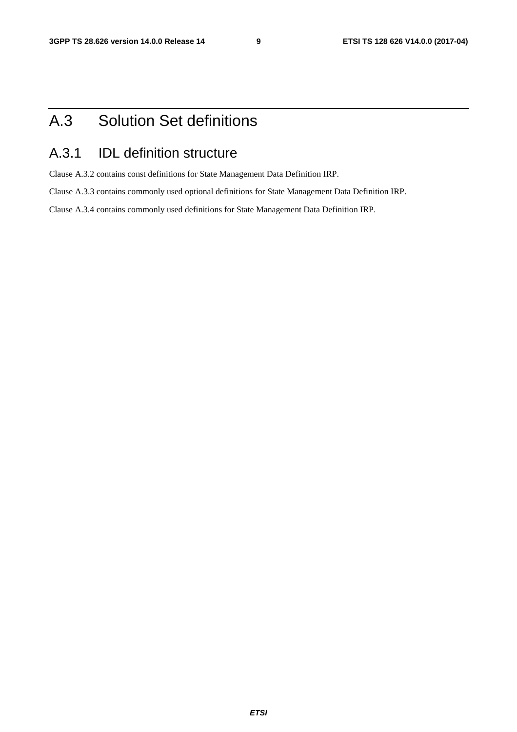# A.3 Solution Set definitions

## A.3.1 IDL definition structure

Clause A.3.2 contains const definitions for State Management Data Definition IRP.

Clause A.3.3 contains commonly used optional definitions for State Management Data Definition IRP.

Clause A.3.4 contains commonly used definitions for State Management Data Definition IRP.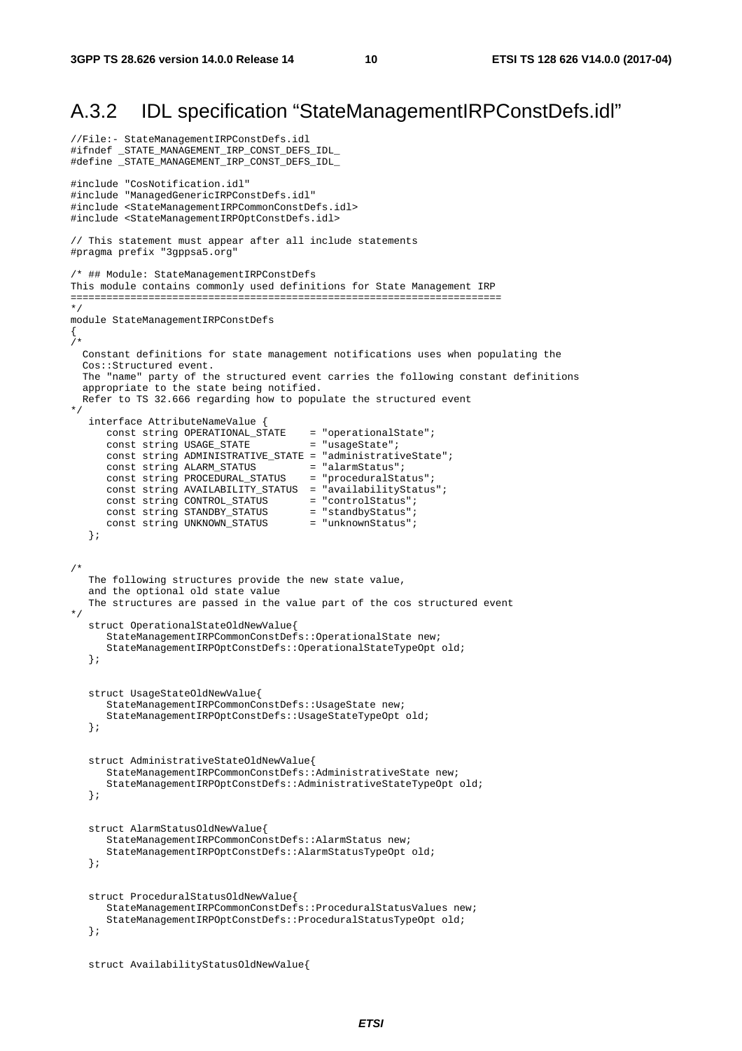## A.3.2 IDL specification "StateManagementIRPConstDefs.idl"

```
//File:- StateManagementIRPConstDefs.idl
#ifndef _STATE_MANAGEMENT_IRP_CONST_DEFS_IDL_
#define _STATE_MANAGEMENT_IRP_CONST_DEFS_IDL_

#include "CosNotification.idl"
#include "ManagedGenericIRPConstDefs.idl"
#include <StateManagementIRPCommonConstDefs.idl>
#include <StateManagementIRPOptConstDefs.idl>

// This statement must appear after all include statements
#pragma prefix "3gppsa5.org"

/* ## Module: StateManagementIRPConstDefs
This module contains commonly used definitions for State Management IRP
=======================================================================
*/
module StateManagementIRPConstDefs
{
/*
  Constant definitions for state management notifications uses when populating the
  Cos::Structured event.
  The "name" party of the structured event carries the following constant definitions
  appropriate to the state being notified.
  Refer to TS 32.666 regarding how to populate the structured event
*/
   interface AttributeNameValue {
      const string OPERATIONAL_STATE    = "operationalState";
      const string USAGE_STATE          = "usageState";
      const string ADMINISTRATIVE_STATE = "administrativeState";
      const string ALARM_STATUS         = "alarmStatus";
      const string PROCEDURAL_STATUS    = "proceduralStatus";
      const string AVAILABILITY_STATUS  = "availabilityStatus";
      const string CONTROL_STATUS       = "controlStatus";
      const string STANDBY_STATUS       = "standbyStatus";
      const string UNKNOWN_STATUS       = "unknownStatus";
   };


/*
   The following structures provide the new state value,
   and the optional old state value
   The structures are passed in the value part of the cos structured event
*/
   struct OperationalStateOldNewValue{
      StateManagementIRPCommonConstDefs::OperationalState new;
      StateManagementIRPOptConstDefs::OperationalStateTypeOpt old;
   };


   struct UsageStateOldNewValue{
      StateManagementIRPCommonConstDefs::UsageState new;
      StateManagementIRPOptConstDefs::UsageStateTypeOpt old;
   };


   struct AdministrativeStateOldNewValue{
      StateManagementIRPCommonConstDefs::AdministrativeState new;
      StateManagementIRPOptConstDefs::AdministrativeStateTypeOpt old;
   };


   struct AlarmStatusOldNewValue{
      StateManagementIRPCommonConstDefs::AlarmStatus new;
      StateManagementIRPOptConstDefs::AlarmStatusTypeOpt old;
   };


   struct ProceduralStatusOldNewValue{
      StateManagementIRPCommonConstDefs::ProceduralStatusValues new;
      StateManagementIRPOptConstDefs::ProceduralStatusTypeOpt old;
   };


   struct AvailabilityStatusOldNewValue{
```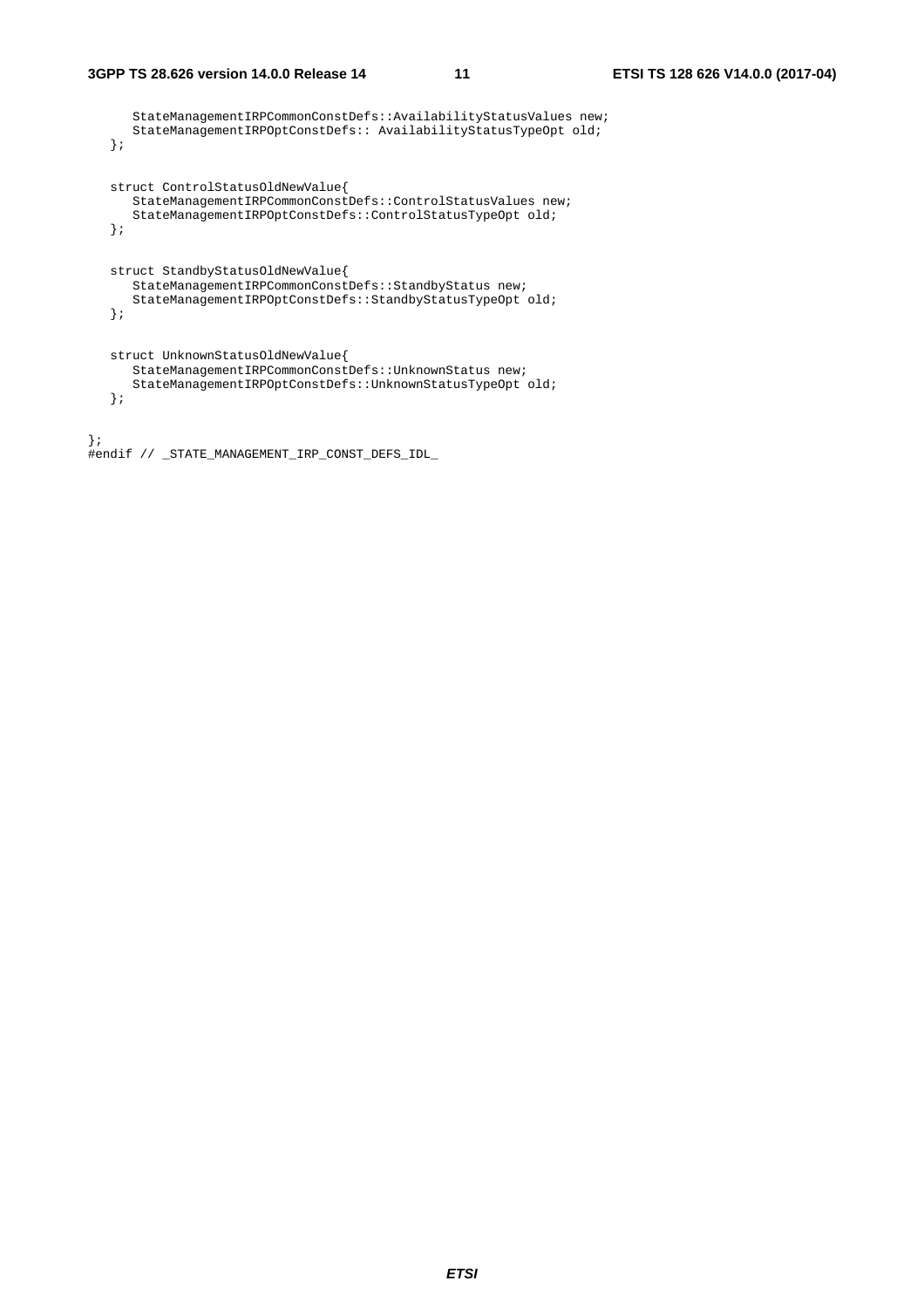```
      StateManagementIRPCommonConstDefs::AvailabilityStatusValues new;
      StateManagementIRPOptConstDefs:: AvailabilityStatusTypeOpt old;
   };


   struct ControlStatusOldNewValue{
      StateManagementIRPCommonConstDefs::ControlStatusValues new;
      StateManagementIRPOptConstDefs::ControlStatusTypeOpt old;
   };


   struct StandbyStatusOldNewValue{
      StateManagementIRPCommonConstDefs::StandbyStatus new;
      StateManagementIRPOptConstDefs::StandbyStatusTypeOpt old;
   };


   struct UnknownStatusOldNewValue{
      StateManagementIRPCommonConstDefs::UnknownStatus new;
      StateManagementIRPOptConstDefs::UnknownStatusTypeOpt old;
   };


};
#endif // _STATE_MANAGEMENT_IRP_CONST_DEFS_IDL_
```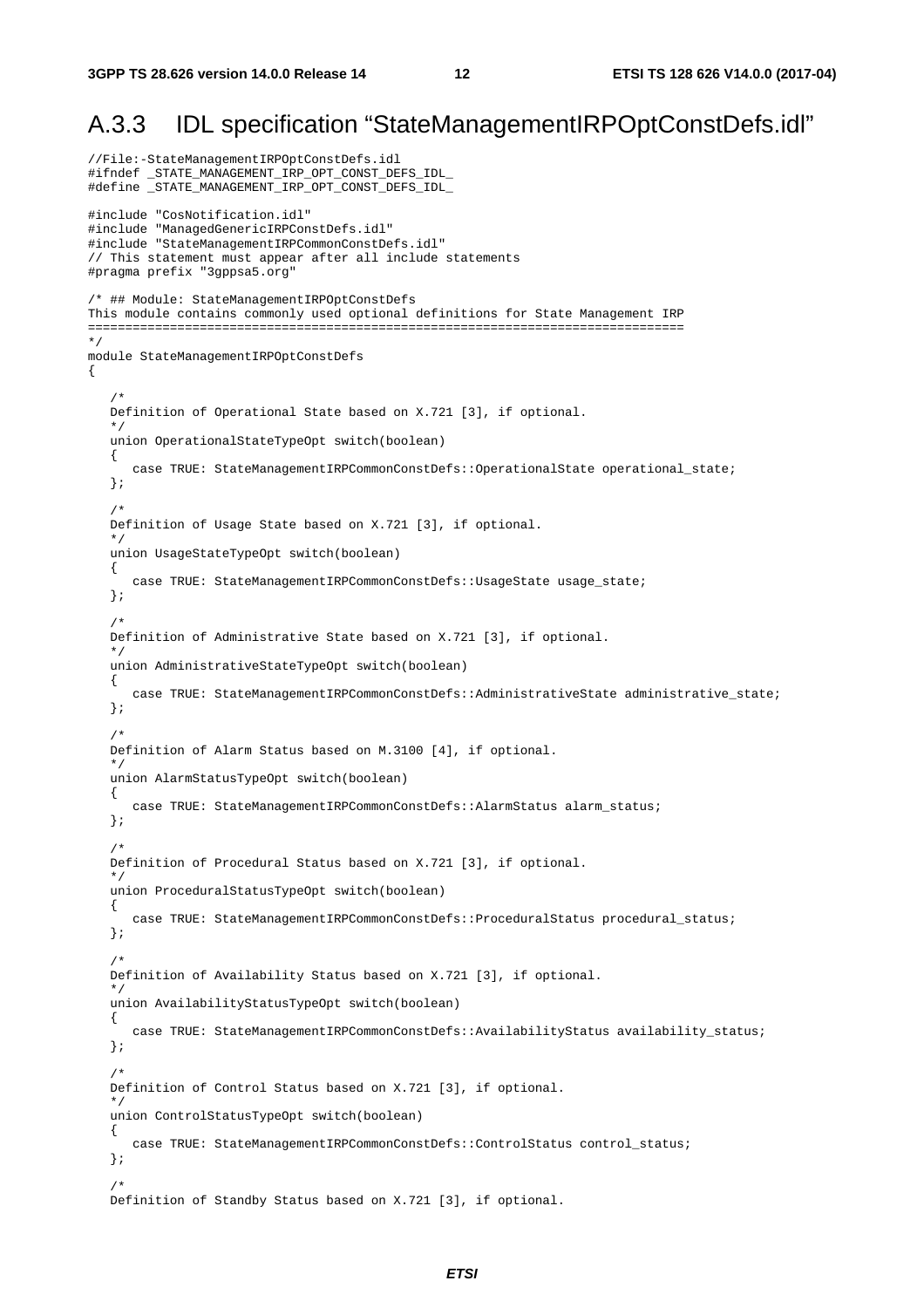## A.3.3 IDL specification "StateManagementIRPOptConstDefs.idl"

```
//File:-StateManagementIRPOptConstDefs.idl
#ifndef _STATE_MANAGEMENT_IRP_OPT_CONST_DEFS_IDL_
#define _STATE_MANAGEMENT_IRP_OPT_CONST_DEFS_IDL_

#include "CosNotification.idl"
#include "ManagedGenericIRPConstDefs.idl"
#include "StateManagementIRPCommonConstDefs.idl"
// This statement must appear after all include statements
#pragma prefix "3gppsa5.org"

/* ## Module: StateManagementIRPOptConstDefs
This module contains commonly used optional definitions for State Management IRP
================================================================================
*/
module StateManagementIRPOptConstDefs
{

   /*
   Definition of Operational State based on X.721 [3], if optional.
   */
   union OperationalStateTypeOpt switch(boolean)
   {
      case TRUE: StateManagementIRPCommonConstDefs::OperationalState operational_state;
   };

   /*
   Definition of Usage State based on X.721 [3], if optional.
   */
   union UsageStateTypeOpt switch(boolean)
   {
      case TRUE: StateManagementIRPCommonConstDefs::UsageState usage_state;
   };

   /*
   Definition of Administrative State based on X.721 [3], if optional.
   */
   union AdministrativeStateTypeOpt switch(boolean)
   {
      case TRUE: StateManagementIRPCommonConstDefs::AdministrativeState administrative_state;
   };

   /*
   Definition of Alarm Status based on M.3100 [4], if optional.
   */
   union AlarmStatusTypeOpt switch(boolean)
   {
      case TRUE: StateManagementIRPCommonConstDefs::AlarmStatus alarm_status;
   };

   /*
   Definition of Procedural Status based on X.721 [3], if optional.
   */
   union ProceduralStatusTypeOpt switch(boolean)
   {
      case TRUE: StateManagementIRPCommonConstDefs::ProceduralStatus procedural_status;
   };

   /*
   Definition of Availability Status based on X.721 [3], if optional.
   */
   union AvailabilityStatusTypeOpt switch(boolean)
   {
      case TRUE: StateManagementIRPCommonConstDefs::AvailabilityStatus availability_status;
   };

   /*
   Definition of Control Status based on X.721 [3], if optional.
   */
   union ControlStatusTypeOpt switch(boolean)
   {
      case TRUE: StateManagementIRPCommonConstDefs::ControlStatus control_status;
   };

   /*
   Definition of Standby Status based on X.721 [3], if optional.
```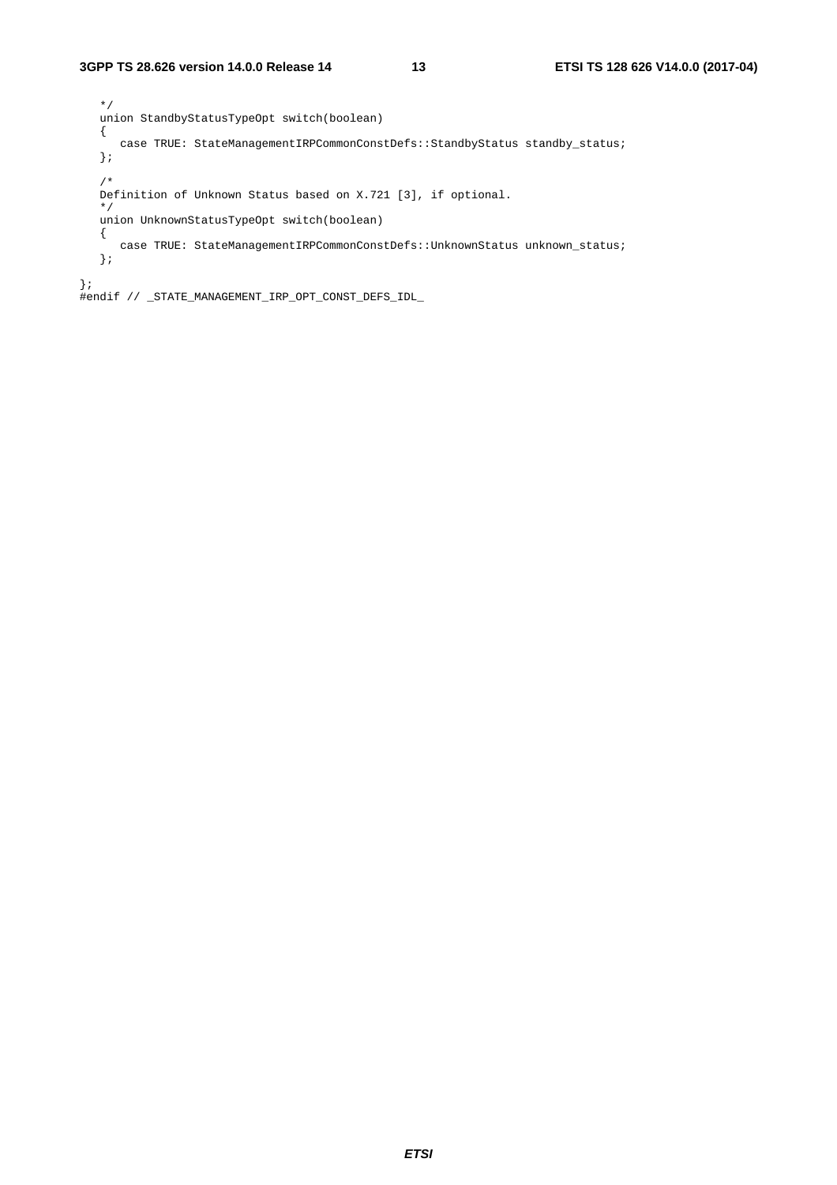```
   */
   union StandbyStatusTypeOpt switch(boolean)
   {
      case TRUE: StateManagementIRPCommonConstDefs::StandbyStatus standby_status;
   };

   /*
   Definition of Unknown Status based on X.721 [3], if optional.
   */
   union UnknownStatusTypeOpt switch(boolean)
   {
      case TRUE: StateManagementIRPCommonConstDefs::UnknownStatus unknown_status;
   };

};
#endif // _STATE_MANAGEMENT_IRP_OPT_CONST_DEFS_IDL_
```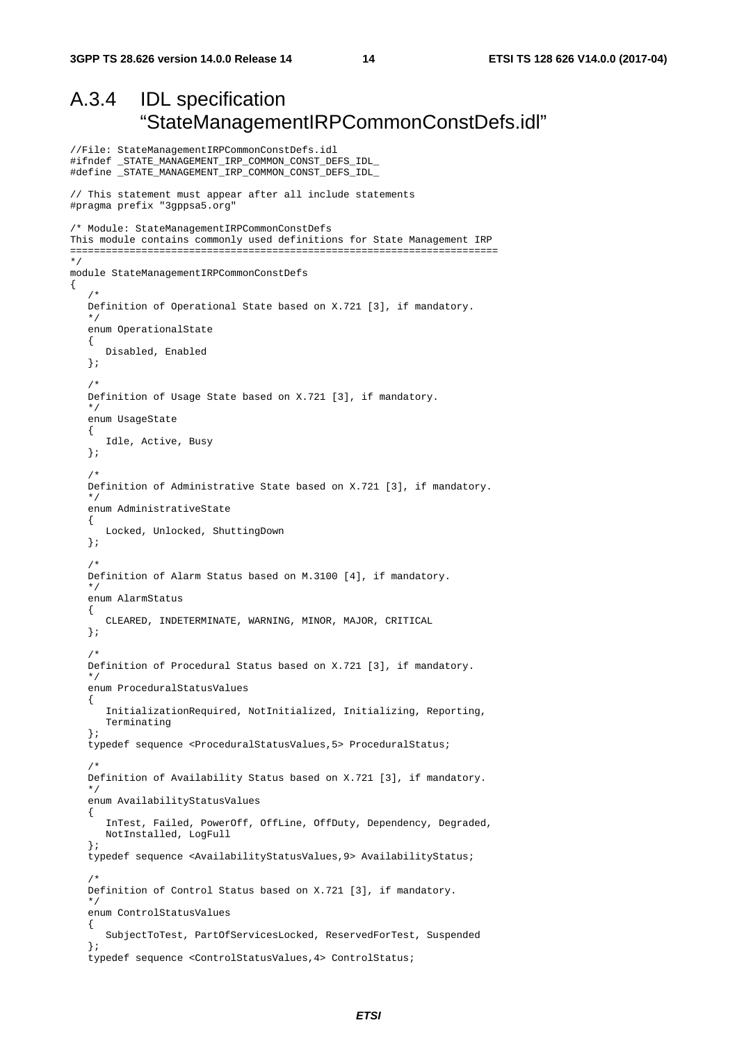## A.3.4 IDL specification "StateManagementIRPCommonConstDefs.idl"

```
//File: StateManagementIRPCommonConstDefs.idl
#ifndef _STATE_MANAGEMENT_IRP_COMMON_CONST_DEFS_IDL_
#define _STATE_MANAGEMENT_IRP_COMMON_CONST_DEFS_IDL_

// This statement must appear after all include statements
#pragma prefix "3gppsa5.org"

/* Module: StateManagementIRPCommonConstDefs
This module contains commonly used definitions for State Management IRP
=======================================================================
*/
module StateManagementIRPCommonConstDefs
{
   /*
   Definition of Operational State based on X.721 [3], if mandatory.
   */
   enum OperationalState
   {
      Disabled, Enabled
   };

   /*
   Definition of Usage State based on X.721 [3], if mandatory.
   */
   enum UsageState
   {
      Idle, Active, Busy
   };

   /*
   Definition of Administrative State based on X.721 [3], if mandatory.
   */
   enum AdministrativeState
   {
      Locked, Unlocked, ShuttingDown
   };

   /*
   Definition of Alarm Status based on M.3100 [4], if mandatory.
   */
   enum AlarmStatus
   {
      CLEARED, INDETERMINATE, WARNING, MINOR, MAJOR, CRITICAL
   };

   /*
   Definition of Procedural Status based on X.721 [3], if mandatory.
   */
   enum ProceduralStatusValues
   {
      InitializationRequired, NotInitialized, Initializing, Reporting,
      Terminating
   };
   typedef sequence <ProceduralStatusValues,5> ProceduralStatus;

   /*
   Definition of Availability Status based on X.721 [3], if mandatory.
   */
   enum AvailabilityStatusValues
   {
      InTest, Failed, PowerOff, OffLine, OffDuty, Dependency, Degraded,
      NotInstalled, LogFull
   };
   typedef sequence <AvailabilityStatusValues,9> AvailabilityStatus;

   /*
   Definition of Control Status based on X.721 [3], if mandatory.
   */
   enum ControlStatusValues
   {
      SubjectToTest, PartOfServicesLocked, ReservedForTest, Suspended
   };
   typedef sequence <ControlStatusValues,4> ControlStatus;
```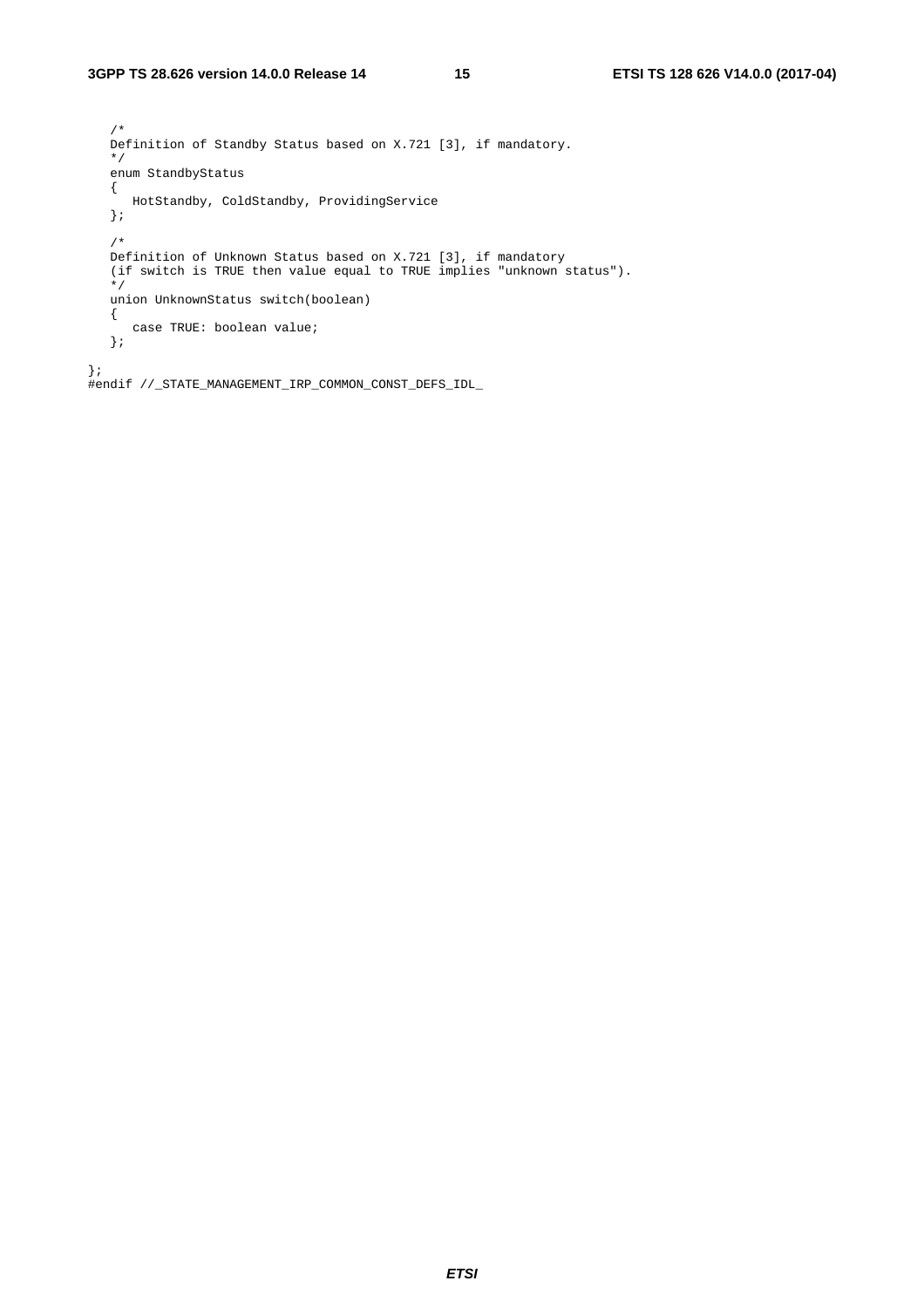```
   /*
   Definition of Standby Status based on X.721 [3], if mandatory.
   */
   enum StandbyStatus
   {
      HotStandby, ColdStandby, ProvidingService
   };

   /*
   Definition of Unknown Status based on X.721 [3], if mandatory
   (if switch is TRUE then value equal to TRUE implies "unknown status").
   */
   union UnknownStatus switch(boolean)
   {
      case TRUE: boolean value;
   };

};
#endif //_STATE_MANAGEMENT_IRP_COMMON_CONST_DEFS_IDL_
```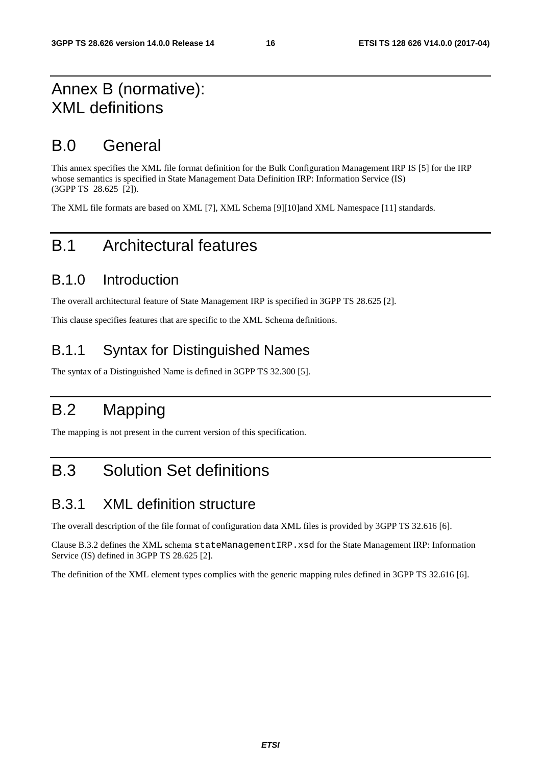# Annex B (normative): XML definitions

# B.0 General

This annex specifies the XML file format definition for the Bulk Configuration Management IRP IS [5] for the IRP whose semantics is specified in State Management Data Definition IRP: Information Service (IS) (3GPP TS 28.625 [2]).

The XML file formats are based on XML [7], XML Schema [9][10]and XML Namespace [11] standards.

# B.1 Architectural features

## B.1.0 Introduction

The overall architectural feature of State Management IRP is specified in 3GPP TS 28.625 [2].

This clause specifies features that are specific to the XML Schema definitions.

## B.1.1 Syntax for Distinguished Names

The syntax of a Distinguished Name is defined in 3GPP TS 32.300 [5].

# B.2 Mapping

The mapping is not present in the current version of this specification.

# B.3 Solution Set definitions

## B.3.1 XML definition structure

The overall description of the file format of configuration data XML files is provided by 3GPP TS 32.616 [6].

Clause B.3.2 defines the XML schema `stateManagementIRP.xsd` for the State Management IRP: Information Service (IS) defined in 3GPP TS 28.625 [2].

The definition of the XML element types complies with the generic mapping rules defined in 3GPP TS 32.616 [6].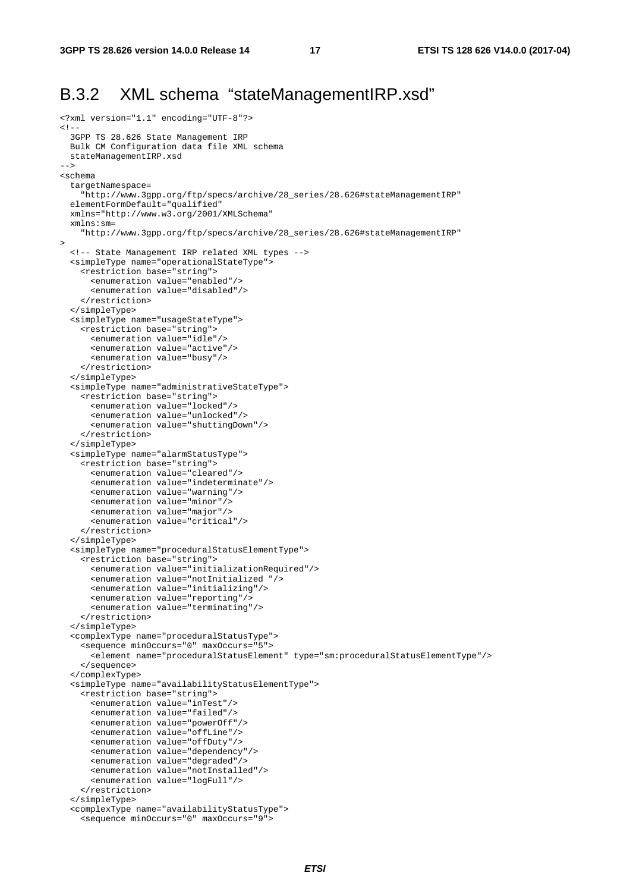## B.3.2 XML schema "stateManagementIRP.xsd"

```
<?xml version="1.1" encoding="UTF-8"?>
<!--
  3GPP TS 28.626 State Management IRP
  Bulk CM Configuration data file XML schema
  stateManagementIRP.xsd
-->
<schema
  targetNamespace=
    "http://www.3gpp.org/ftp/specs/archive/28_series/28.626#stateManagementIRP"
  elementFormDefault="qualified"
  xmlns="http://www.w3.org/2001/XMLSchema"
  xmlns:sm=
    "http://www.3gpp.org/ftp/specs/archive/28_series/28.626#stateManagementIRP"
>
  <!-- State Management IRP related XML types -->
  <simpleType name="operationalStateType">
    <restriction base="string">
      <enumeration value="enabled"/>
      <enumeration value="disabled"/>
    </restriction>
  </simpleType>
  <simpleType name="usageStateType">
    <restriction base="string">
      <enumeration value="idle"/>
      <enumeration value="active"/>
      <enumeration value="busy"/>
    </restriction>
  </simpleType>
  <simpleType name="administrativeStateType">
    <restriction base="string">
      <enumeration value="locked"/>
      <enumeration value="unlocked"/>
      <enumeration value="shuttingDown"/>
    </restriction>
  </simpleType>
  <simpleType name="alarmStatusType">
    <restriction base="string">
      <enumeration value="cleared"/>
      <enumeration value="indeterminate"/>
      <enumeration value="warning"/>
      <enumeration value="minor"/>
      <enumeration value="major"/>
      <enumeration value="critical"/>
    </restriction>
  </simpleType>
  <simpleType name="proceduralStatusElementType">
    <restriction base="string">
      <enumeration value="initializationRequired"/>
      <enumeration value="notInitialized "/>
      <enumeration value="initializing"/>
      <enumeration value="reporting"/>
      <enumeration value="terminating"/>
    </restriction>
  </simpleType>
  <complexType name="proceduralStatusType">
    <sequence minOccurs="0" maxOccurs="5">
      <element name="proceduralStatusElement" type="sm:proceduralStatusElementType"/>
    </sequence>
  </complexType>
  <simpleType name="availabilityStatusElementType">
    <restriction base="string">
      <enumeration value="inTest"/>
      <enumeration value="failed"/>
      <enumeration value="powerOff"/>
      <enumeration value="offLine"/>
      <enumeration value="offDuty"/>
      <enumeration value="dependency"/>
      <enumeration value="degraded"/>
      <enumeration value="notInstalled"/>
      <enumeration value="logFull"/>
    </restriction>
  </simpleType>
  <complexType name="availabilityStatusType">
    <sequence minOccurs="0" maxOccurs="9">
```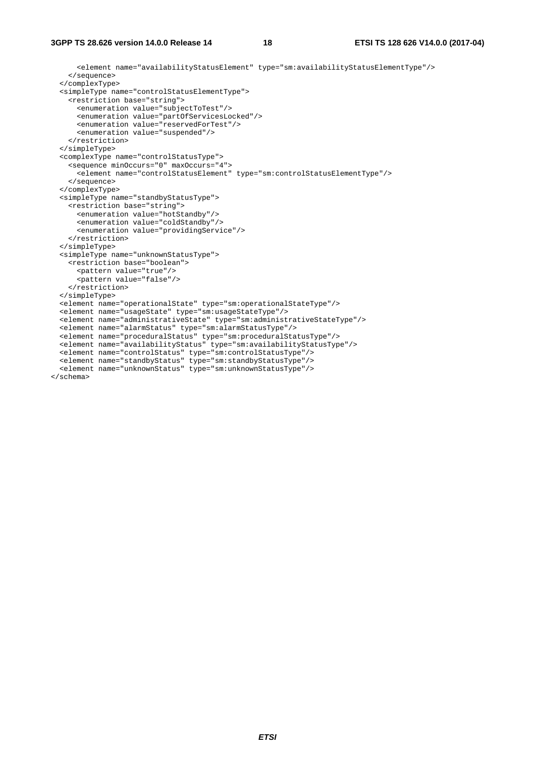```
      <element name="availabilityStatusElement" type="sm:availabilityStatusElementType"/>
    </sequence>
  </complexType>
  <simpleType name="controlStatusElementType">
    <restriction base="string">
      <enumeration value="subjectToTest"/>
      <enumeration value="partOfServicesLocked"/>
      <enumeration value="reservedForTest"/>
      <enumeration value="suspended"/>
    </restriction>
  </simpleType>
  <complexType name="controlStatusType">
    <sequence minOccurs="0" maxOccurs="4">
      <element name="controlStatusElement" type="sm:controlStatusElementType"/>
    </sequence>
  </complexType>
  <simpleType name="standbyStatusType">
    <restriction base="string">
      <enumeration value="hotStandby"/>
      <enumeration value="coldStandby"/>
      <enumeration value="providingService"/>
    </restriction>
  </simpleType>
  <simpleType name="unknownStatusType">
    <restriction base="boolean">
      <pattern value="true"/>
      <pattern value="false"/>
    </restriction>
  </simpleType>
  <element name="operationalState" type="sm:operationalStateType"/>
  <element name="usageState" type="sm:usageStateType"/>
  <element name="administrativeState" type="sm:administrativeStateType"/>
  <element name="alarmStatus" type="sm:alarmStatusType"/>
  <element name="proceduralStatus" type="sm:proceduralStatusType"/>
  <element name="availabilityStatus" type="sm:availabilityStatusType"/>
  <element name="controlStatus" type="sm:controlStatusType"/>
  <element name="standbyStatus" type="sm:standbyStatusType"/>
  <element name="unknownStatus" type="sm:unknownStatusType"/>
</schema>
```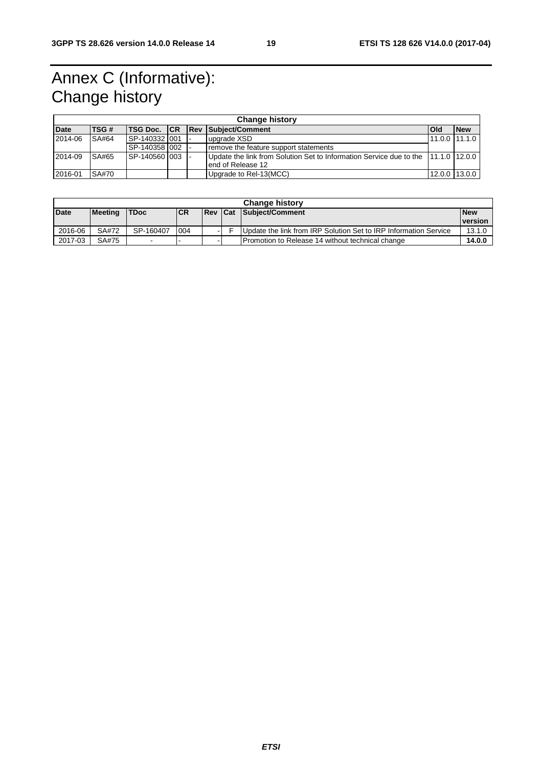# Annex C (Informative): Change history

| Change history | | | | | | | |
|---|---|---|---|---|---|---|---|
| **Date** | **TSG #** | **TSG Doc.** | **CR** | **Rev** | **Subject/Comment** | **Old** | **New** |
| 2014-06 | SA#64 | SP-140332 | 001 | - | upgrade XSD | 11.0.0 | 11.1.0 |
| | | SP-140358 | 002 | - | remove the feature support statements | | |
| 2014-09 | SA#65 | SP-140560 | 003 | - | Update the link from Solution Set to Information Service due to the end of Release 12 | 11.1.0 | 12.0.0 |
| 2016-01 | SA#70 | | | | Upgrade to Rel-13(MCC) | 12.0.0 | 13.0.0 |

| Change history | | | | | | | |
|---|---|---|---|---|---|---|---|
| **Date** | **Meeting** | **TDoc** | **CR** | **Rev** | **Cat** | **Subject/Comment** | **New version** |
| 2016-06 | SA#72 | SP-160407 | 004 | - | F | Update the link from IRP Solution Set to IRP Information Service | 13.1.0 |
| 2017-03 | SA#75 | - | - | - | | Promotion to Release 14 without technical change | **14.0.0** |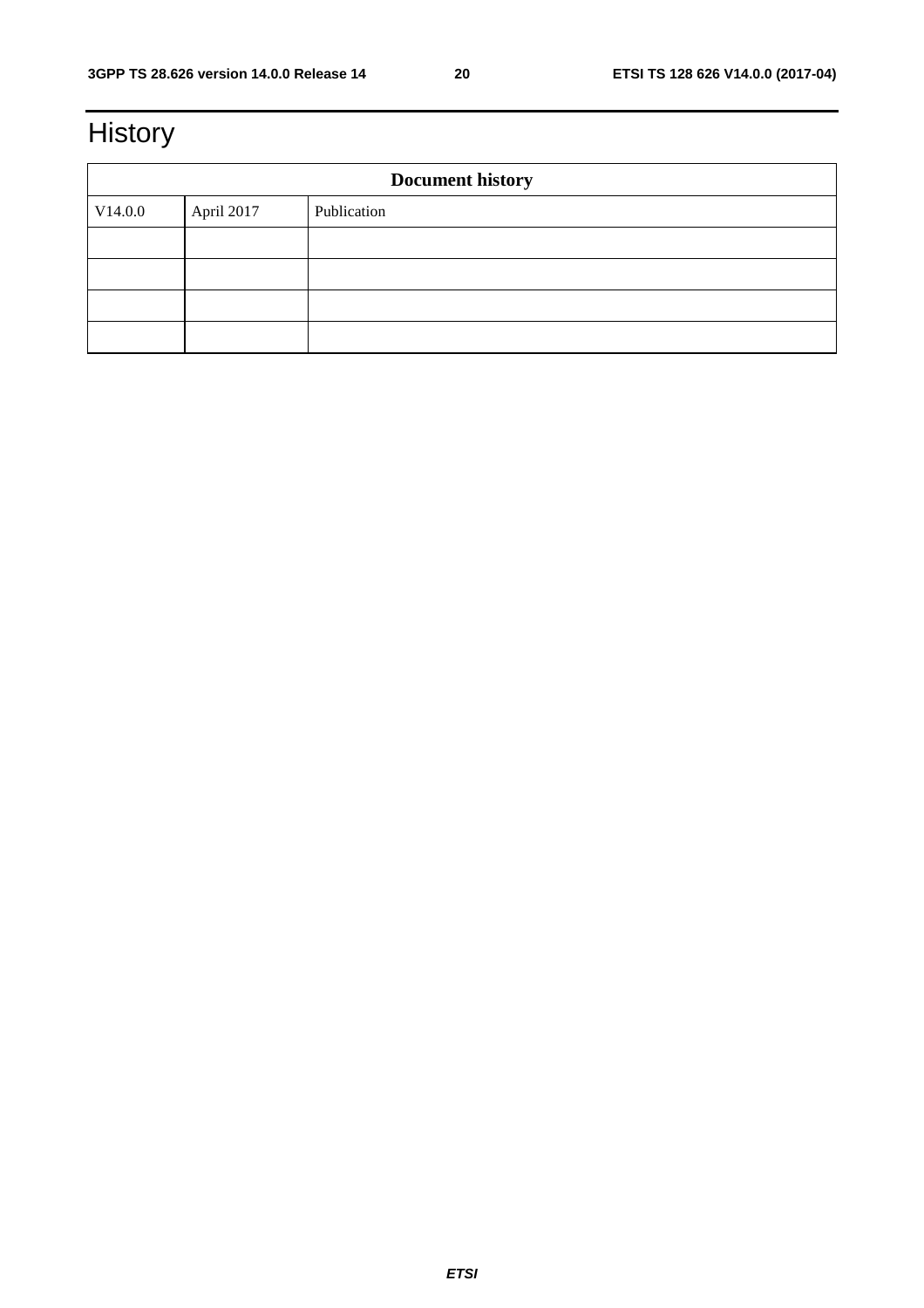# History

| Document history | | |
|---|---|---|
| V14.0.0 | April 2017 | Publication |
| | | |
| | | |
| | | |
| | | |